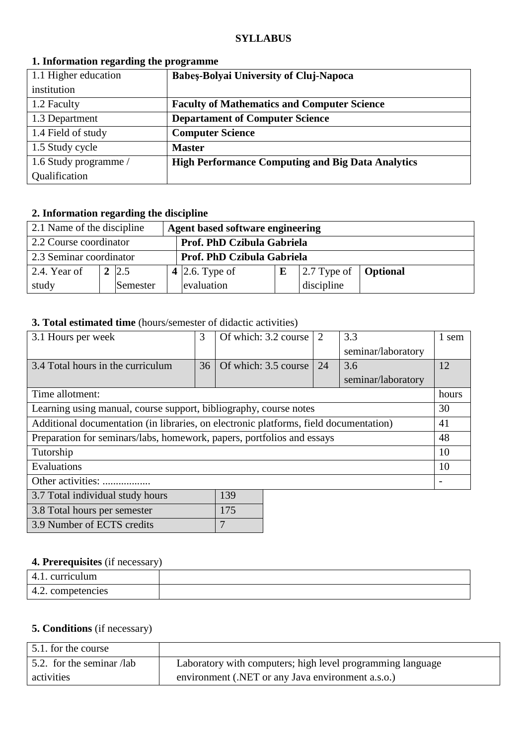**SYLLABUS**

## 1. Information regarding the programme

| | |
|---|---|
| 1.1 Higher education institution | **Babeş-Bolyai University of Cluj-Napoca** |
| 1.2 Faculty | **Faculty of Mathematics and Computer Science** |
| 1.3 Department | **Departament of Computer Science** |
| 1.4 Field of study | **Computer Science** |
| 1.5 Study cycle | **Master** |
| 1.6 Study programme / Qualification | **High Performance Computing and Big Data Analytics** |

## 2. Information regarding the discipline

| | | | | | | | |
|---|---|---|---|---|---|---|---|
| 2.1 Name of the discipline | | **Agent based software engineering** | | | | | |
| 2.2 Course coordinator | | **Prof. PhD Czibula Gabriela** | | | | | |
| 2.3 Seminar coordinator | | **Prof. PhD Czibula Gabriela** | | | | | |
| 2.4. Year of study | **2** | 2.5 Semester | **4** | 2.6. Type of evaluation | **E** | 2.7 Type of discipline | **Optional** |

## 3. Total estimated time (hours/semester of didactic activities)

| | | | | | |
|---|---|---|---|---|---|
| 3.1 Hours per week | 3 | Of which: 3.2 course | 2 | 3.3 seminar/laboratory | 1 sem |
| 3.4 Total hours in the curriculum | 36 | Of which: 3.5 course | 24 | 3.6 seminar/laboratory | 12 |
| Time allotment: | | | | | hours |
| Learning using manual, course support, bibliography, course notes | | | | | 30 |
| Additional documentation (in libraries, on electronic platforms, field documentation) | | | | | 41 |
| Preparation for seminars/labs, homework, papers, portfolios and essays | | | | | 48 |
| Tutorship | | | | | 10 |
| Evaluations | | | | | 10 |
| Other activities: .................. | | | | | - |

| | |
|---|---|
| 3.7 Total individual study hours | 139 |
| 3.8 Total hours per semester | 175 |
| 3.9 Number of ECTS credits | 7 |

## 4. Prerequisites (if necessary)

| | |
|---|---|
| 4.1. curriculum | |
| 4.2. competencies | |

## 5. Conditions (if necessary)

| | |
|---|---|
| 5.1. for the course | |
| 5.2. for the seminar /lab activities | Laboratory with computers; high level programming language environment (.NET or any Java environment a.s.o.) |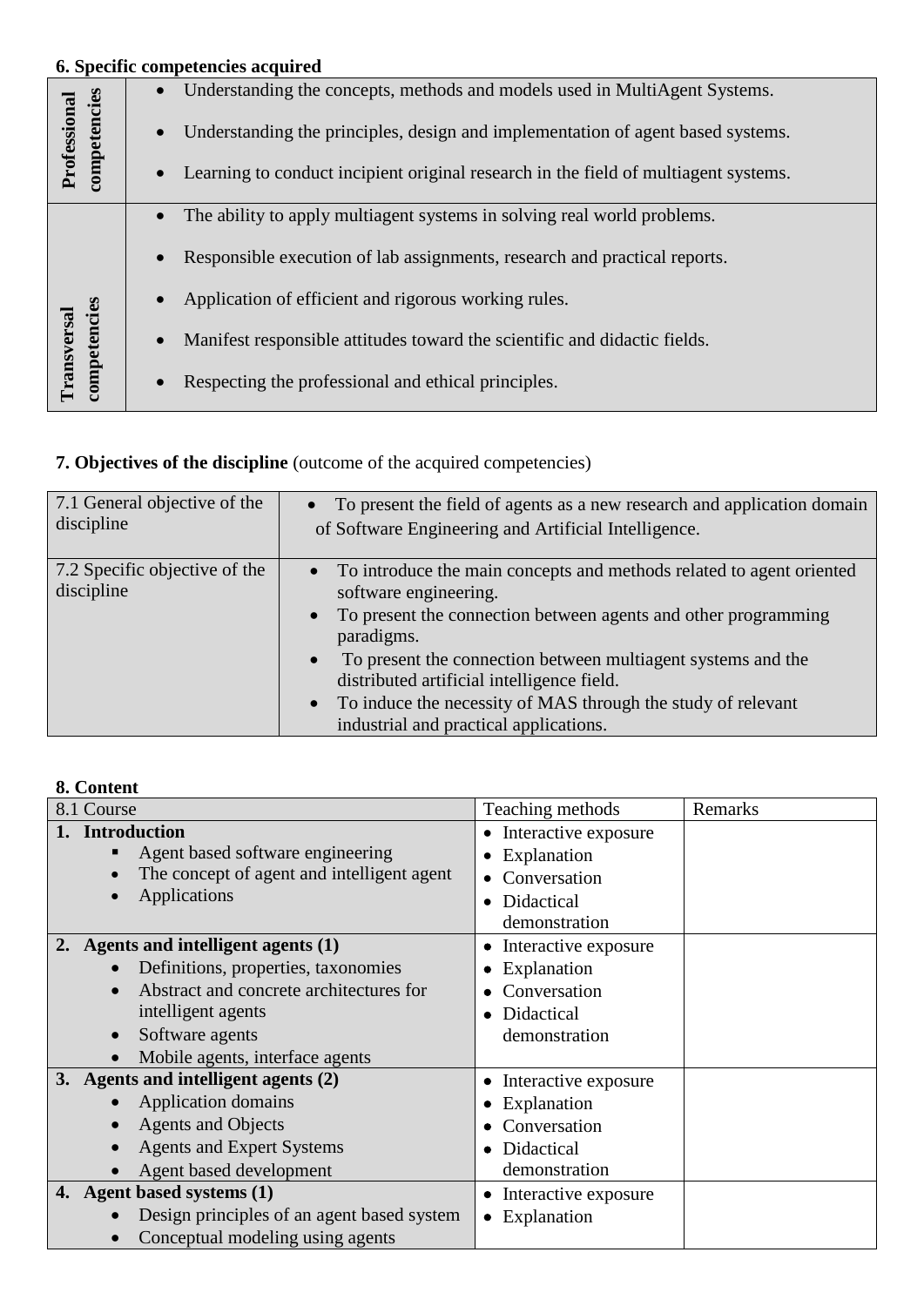### 6. Specific competencies acquired

| | |
|---|---|
| **Professional competencies** | • Understanding the concepts, methods and models used in MultiAgent Systems.<br>• Understanding the principles, design and implementation of agent based systems.<br>• Learning to conduct incipient original research in the field of multiagent systems. |
| **Transversal competencies** | • The ability to apply multiagent systems in solving real world problems.<br>• Responsible execution of lab assignments, research and practical reports.<br>• Application of efficient and rigorous working rules.<br>• Manifest responsible attitudes toward the scientific and didactic fields.<br>• Respecting the professional and ethical principles. |

### 7. Objectives of the discipline (outcome of the acquired competencies)

| | |
|---|---|
| 7.1 General objective of the discipline | • To present the field of agents as a new research and application domain of Software Engineering and Artificial Intelligence. |
| 7.2 Specific objective of the discipline | • To introduce the main concepts and methods related to agent oriented software engineering.<br>• To present the connection between agents and other programming paradigms.<br>• To present the connection between multiagent systems and the distributed artificial intelligence field.<br>• To induce the necessity of MAS through the study of relevant industrial and practical applications. |

### 8. Content

| 8.1 Course | Teaching methods | Remarks |
|---|---|---|
| **1. Introduction**<br>▪ Agent based software engineering<br>• The concept of agent and intelligent agent<br>• Applications | • Interactive exposure<br>• Explanation<br>• Conversation<br>• Didactical demonstration | |
| **2. Agents and intelligent agents (1)**<br>• Definitions, properties, taxonomies<br>• Abstract and concrete architectures for intelligent agents<br>• Software agents<br>• Mobile agents, interface agents | • Interactive exposure<br>• Explanation<br>• Conversation<br>• Didactical demonstration | |
| **3. Agents and intelligent agents (2)**<br>• Application domains<br>• Agents and Objects<br>• Agents and Expert Systems<br>• Agent based development | • Interactive exposure<br>• Explanation<br>• Conversation<br>• Didactical demonstration | |
| **4. Agent based systems (1)**<br>• Design principles of an agent based system<br>• Conceptual modeling using agents | • Interactive exposure<br>• Explanation | |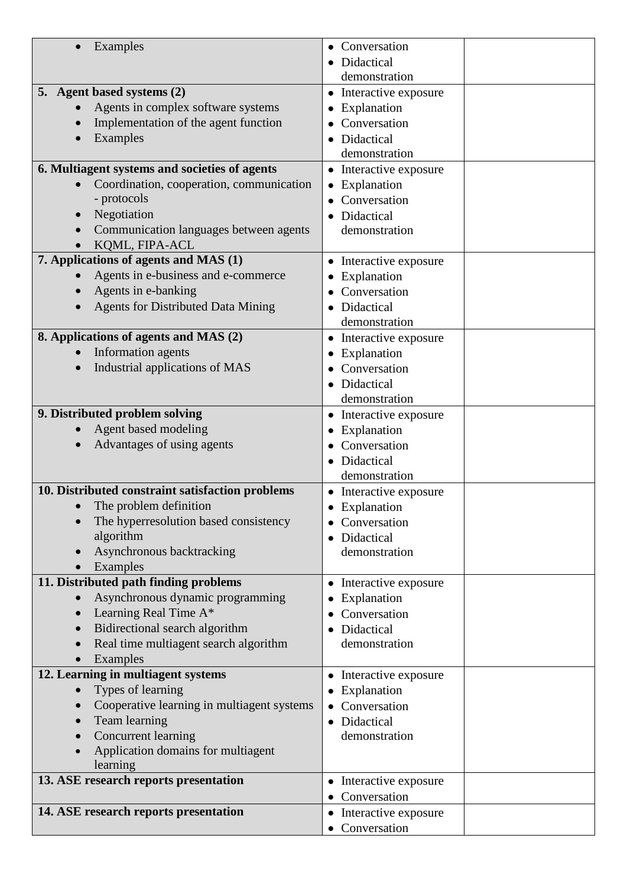| | | |
|---|---|---|
| • Examples | • Conversation<br>• Didactical demonstration | |
| **5. Agent based systems (2)**<br>• Agents in complex software systems<br>• Implementation of the agent function<br>• Examples | • Interactive exposure<br>• Explanation<br>• Conversation<br>• Didactical demonstration | |
| **6. Multiagent systems and societies of agents**<br>• Coordination, cooperation, communication - protocols<br>• Negotiation<br>• Communication languages between agents<br>• KQML, FIPA-ACL | • Interactive exposure<br>• Explanation<br>• Conversation<br>• Didactical demonstration | |
| **7. Applications of agents and MAS (1)**<br>• Agents in e-business and e-commerce<br>• Agents in e-banking<br>• Agents for Distributed Data Mining | • Interactive exposure<br>• Explanation<br>• Conversation<br>• Didactical demonstration | |
| **8. Applications of agents and MAS (2)**<br>• Information agents<br>• Industrial applications of MAS | • Interactive exposure<br>• Explanation<br>• Conversation<br>• Didactical demonstration | |
| **9. Distributed problem solving**<br>• Agent based modeling<br>• Advantages of using agents | • Interactive exposure<br>• Explanation<br>• Conversation<br>• Didactical demonstration | |
| **10. Distributed constraint satisfaction problems**<br>• The problem definition<br>• The hyperresolution based consistency algorithm<br>• Asynchronous backtracking<br>• Examples | • Interactive exposure<br>• Explanation<br>• Conversation<br>• Didactical demonstration | |
| **11. Distributed path finding problems**<br>• Asynchronous dynamic programming<br>• Learning Real Time A*<br>• Bidirectional search algorithm<br>• Real time multiagent search algorithm<br>• Examples | • Interactive exposure<br>• Explanation<br>• Conversation<br>• Didactical demonstration | |
| **12. Learning in multiagent systems**<br>• Types of learning<br>• Cooperative learning in multiagent systems<br>• Team learning<br>• Concurrent learning<br>• Application domains for multiagent learning | • Interactive exposure<br>• Explanation<br>• Conversation<br>• Didactical demonstration | |
| **13. ASE research reports presentation** | • Interactive exposure<br>• Conversation | |
| **14. ASE research reports presentation** | • Interactive exposure<br>• Conversation | |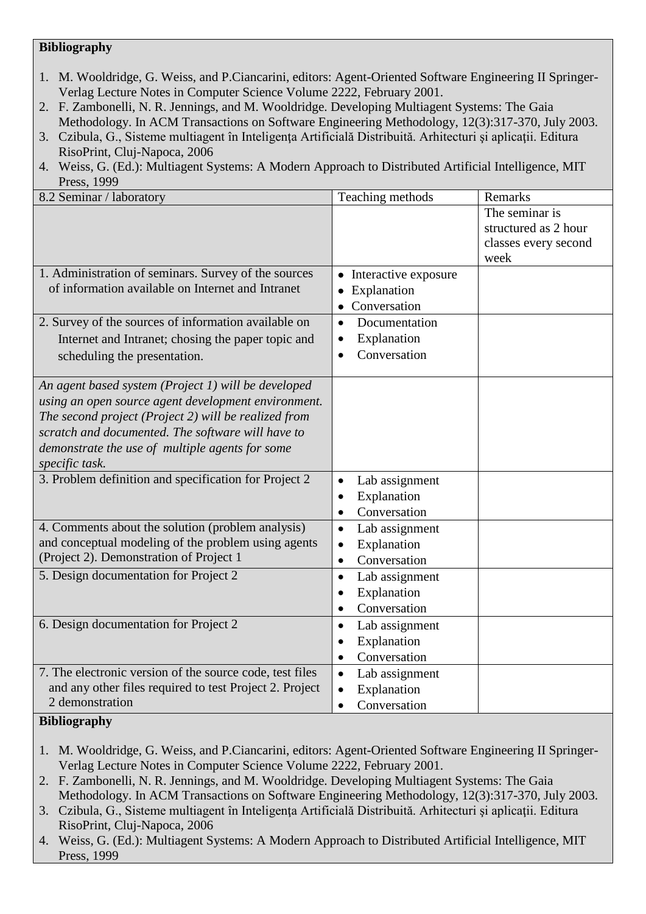**Bibliography**

1. M. Wooldridge, G. Weiss, and P.Ciancarini, editors: Agent-Oriented Software Engineering II Springer-Verlag Lecture Notes in Computer Science Volume 2222, February 2001.
2. F. Zambonelli, N. R. Jennings, and M. Wooldridge. Developing Multiagent Systems: The Gaia Methodology. In ACM Transactions on Software Engineering Methodology, 12(3):317-370, July 2003.
3. Czibula, G., Sisteme multiagent în Inteligenţa Artificială Distribuită. Arhitecturi şi aplicaţii. Editura RisoPrint, Cluj-Napoca, 2006
4. Weiss, G. (Ed.): Multiagent Systems: A Modern Approach to Distributed Artificial Intelligence, MIT Press, 1999

| 8.2 Seminar / laboratory | Teaching methods | Remarks |
|---|---|---|
| | | The seminar is structured as 2 hour classes every second week |
| 1. Administration of seminars. Survey of the sources of information available on Internet and Intranet | • Interactive exposure<br>• Explanation<br>• Conversation | |
| 2. Survey of the sources of information available on Internet and Intranet; chosing the paper topic and scheduling the presentation. | • Documentation<br>• Explanation<br>• Conversation | |
| *An agent based system (Project 1) will be developed using an open source agent development environment. The second project (Project 2) will be realized from scratch and documented. The software will have to demonstrate the use of multiple agents for some specific task.* | | |
| 3. Problem definition and specification for Project 2 | • Lab assignment<br>• Explanation<br>• Conversation | |
| 4. Comments about the solution (problem analysis) and conceptual modeling of the problem using agents (Project 2). Demonstration of Project 1 | • Lab assignment<br>• Explanation<br>• Conversation | |
| 5. Design documentation for Project 2 | • Lab assignment<br>• Explanation<br>• Conversation | |
| 6. Design documentation for Project 2 | • Lab assignment<br>• Explanation<br>• Conversation | |
| 7. The electronic version of the source code, test files and any other files required to test Project 2. Project 2 demonstration | • Lab assignment<br>• Explanation<br>• Conversation | |

**Bibliography**

1. M. Wooldridge, G. Weiss, and P.Ciancarini, editors: Agent-Oriented Software Engineering II Springer-Verlag Lecture Notes in Computer Science Volume 2222, February 2001.
2. F. Zambonelli, N. R. Jennings, and M. Wooldridge. Developing Multiagent Systems: The Gaia Methodology. In ACM Transactions on Software Engineering Methodology, 12(3):317-370, July 2003.
3. Czibula, G., Sisteme multiagent în Inteligenţa Artificială Distribuită. Arhitecturi şi aplicaţii. Editura RisoPrint, Cluj-Napoca, 2006
4. Weiss, G. (Ed.): Multiagent Systems: A Modern Approach to Distributed Artificial Intelligence, MIT Press, 1999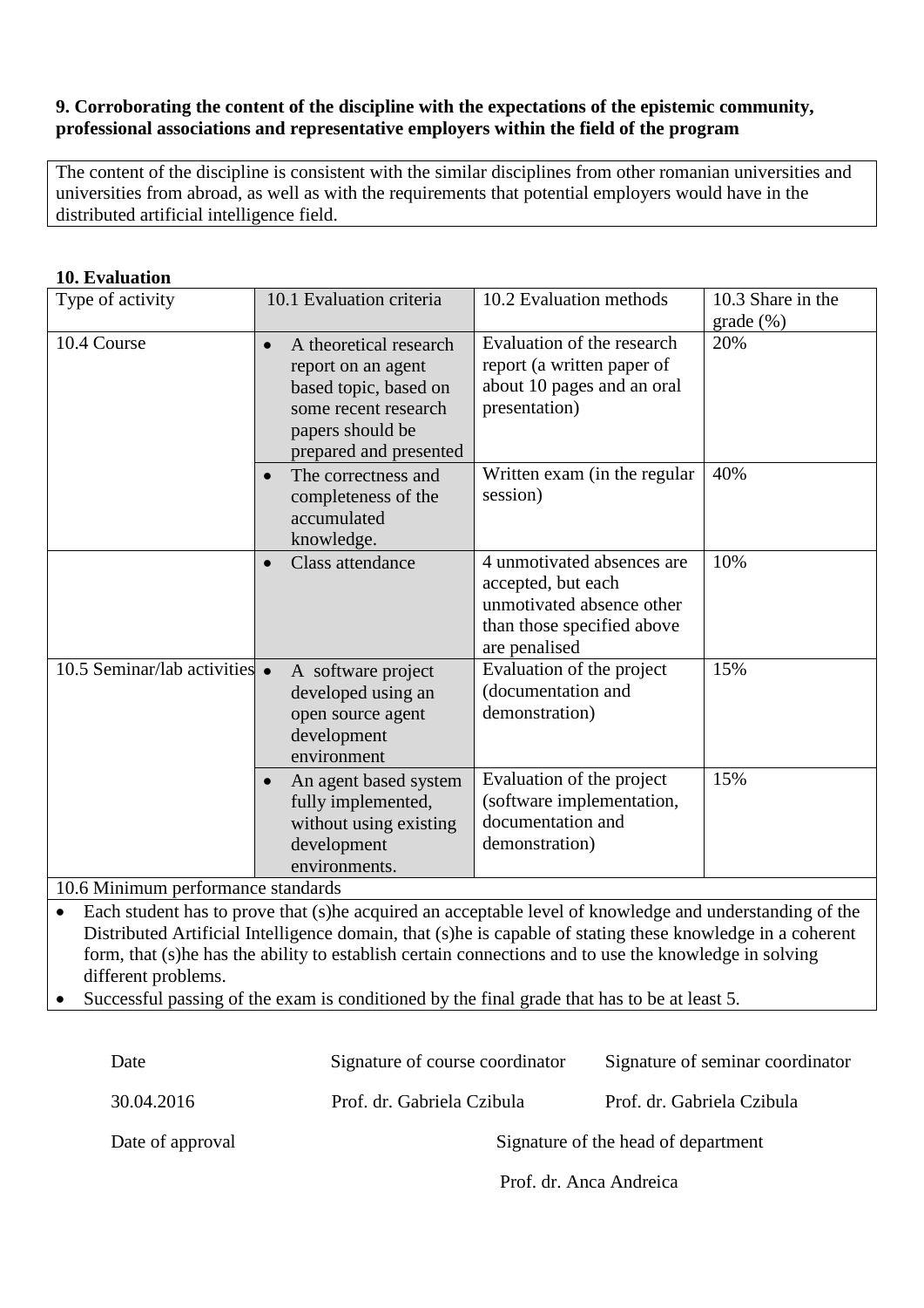**9. Corroborating the content of the discipline with the expectations of the epistemic community, professional associations and representative employers within the field of the program**

The content of the discipline is consistent with the similar disciplines from other romanian universities and universities from abroad, as well as with the requirements that potential employers would have in the distributed artificial intelligence field.

**10. Evaluation**

| Type of activity | 10.1 Evaluation criteria | 10.2 Evaluation methods | 10.3 Share in the grade (%) |
|---|---|---|---|
| 10.4 Course | • A theoretical research report on an agent based topic, based on some recent research papers should be prepared and presented | Evaluation of the research report (a written paper of about 10 pages and an oral presentation) | 20% |
| | • The correctness and completeness of the accumulated knowledge. | Written exam (in the regular session) | 40% |
| | • Class attendance | 4 unmotivated absences are accepted, but each unmotivated absence other than those specified above are penalised | 10% |
| 10.5 Seminar/lab activities | • A software project developed using an open source agent development environment | Evaluation of the project (documentation and demonstration) | 15% |
| | • An agent based system fully implemented, without using existing development environments. | Evaluation of the project (software implementation, documentation and demonstration) | 15% |

10.6 Minimum performance standards

- Each student has to prove that (s)he acquired an acceptable level of knowledge and understanding of the Distributed Artificial Intelligence domain, that (s)he is capable of stating these knowledge in a coherent form, that (s)he has the ability to establish certain connections and to use the knowledge in solving different problems.
- Successful passing of the exam is conditioned by the final grade that has to be at least 5.

| Date | Signature of course coordinator | Signature of seminar coordinator |
|---|---|---|
| 30.04.2016 | Prof. dr. Gabriela Czibula | Prof. dr. Gabriela Czibula |

Date of approval

Signature of the head of department

Prof. dr. Anca Andreica